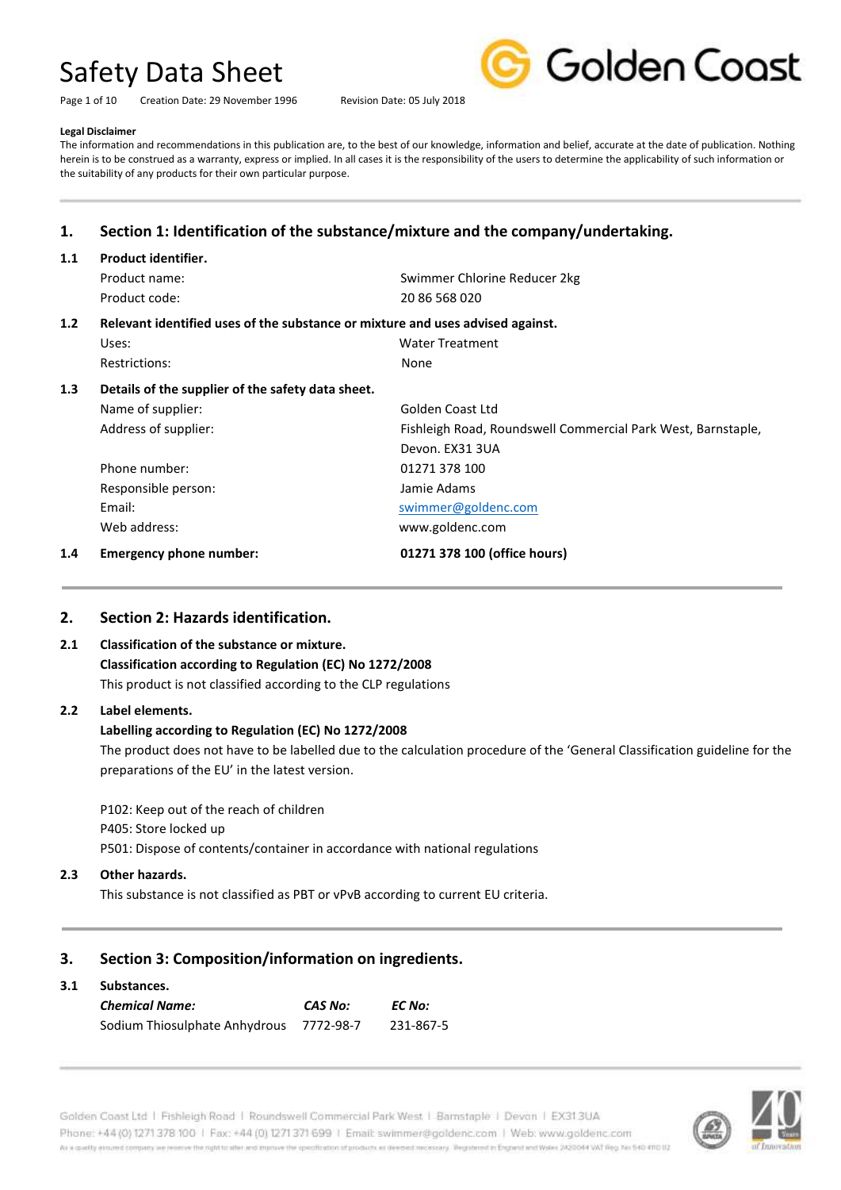# Safety Data Sheet

Creation Date: 29 November 1996 Revision Date: 05 July 2018

**Legal Disclaimer**

The information and recommendations in this publication are, to the best of our knowledge, information and belief, accurate at the date of publication. Nothing herein is to be construed as a warranty, express or implied. In all cases it is the responsibility of the users to determine the applicability of such information or the suitability of any products for their own particular purpose.

## 1. Section 1: Identification of the substance/mixture and the company/undertaking.

### 1.1 Product identifier.

| | |
|---|---|
| Product name: | Swimmer Chlorine Reducer 2kg |
| Product code: | 20 86 568 020 |

### 1.2 Relevant identified uses of the substance or mixture and uses advised against.

| | |
|---|---|
| Uses: | Water Treatment |
| Restrictions: | None |

### 1.3 Details of the supplier of the safety data sheet.

| | |
|---|---|
| Name of supplier: | Golden Coast Ltd |
| Address of supplier: | Fishleigh Road, Roundswell Commercial Park West, Barnstaple, Devon. EX31 3UA |
| Phone number: | 01271 378 100 |
| Responsible person: | Jamie Adams |
| Email: | swimmer@goldenc.com |
| Web address: | www.goldenc.com |

### 1.4 Emergency phone number: **01271 378 100 (office hours)**

## 2. Section 2: Hazards identification.

### 2.1 Classification of the substance or mixture.

**Classification according to Regulation (EC) No 1272/2008**

This product is not classified according to the CLP regulations

### 2.2 Label elements.

**Labelling according to Regulation (EC) No 1272/2008**

The product does not have to be labelled due to the calculation procedure of the 'General Classification guideline for the preparations of the EU' in the latest version.

P102: Keep out of the reach of children
P405: Store locked up
P501: Dispose of contents/container in accordance with national regulations

### 2.3 Other hazards.

This substance is not classified as PBT or vPvB according to current EU criteria.

## 3. Section 3: Composition/information on ingredients.

### 3.1 Substances.

| *Chemical Name:* | *CAS No:* | *EC No:* |
|---|---|---|
| Sodium Thiosulphate Anhydrous | 7772-98-7 | 231-867-5 |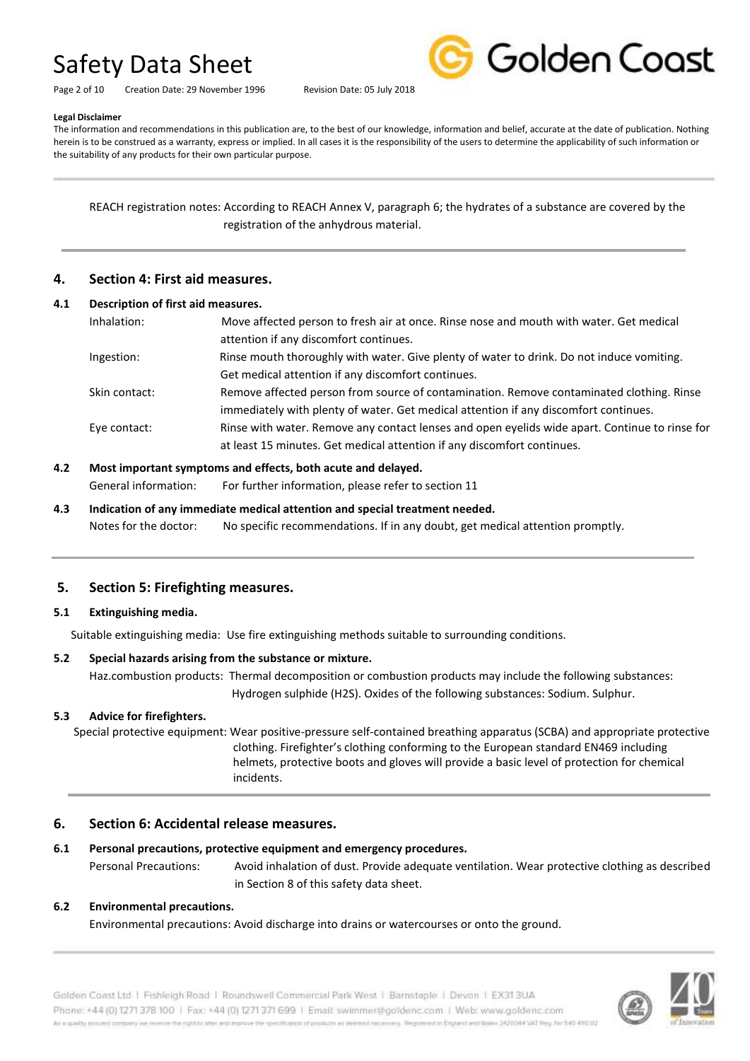**Legal Disclaimer**

The information and recommendations in this publication are, to the best of our knowledge, information and belief, accurate at the date of publication. Nothing herein is to be construed as a warranty, express or implied. In all cases it is the responsibility of the users to determine the applicability of such information or the suitability of any products for their own particular purpose.

REACH registration notes: According to REACH Annex V, paragraph 6; the hydrates of a substance are covered by the registration of the anhydrous material.

## 4. Section 4: First aid measures.

### 4.1 Description of first aid measures.

Inhalation: Move affected person to fresh air at once. Rinse nose and mouth with water. Get medical attention if any discomfort continues.

Ingestion: Rinse mouth thoroughly with water. Give plenty of water to drink. Do not induce vomiting. Get medical attention if any discomfort continues.

Skin contact: Remove affected person from source of contamination. Remove contaminated clothing. Rinse immediately with plenty of water. Get medical attention if any discomfort continues.

Eye contact: Rinse with water. Remove any contact lenses and open eyelids wide apart. Continue to rinse for at least 15 minutes. Get medical attention if any discomfort continues.

### 4.2 Most important symptoms and effects, both acute and delayed.

General information: For further information, please refer to section 11

### 4.3 Indication of any immediate medical attention and special treatment needed.

Notes for the doctor: No specific recommendations. If in any doubt, get medical attention promptly.

## 5. Section 5: Firefighting measures.

### 5.1 Extinguishing media.

Suitable extinguishing media: Use fire extinguishing methods suitable to surrounding conditions.

### 5.2 Special hazards arising from the substance or mixture.

Haz.combustion products: Thermal decomposition or combustion products may include the following substances: Hydrogen sulphide ($H_2S$). Oxides of the following substances: Sodium. Sulphur.

### 5.3 Advice for firefighters.

Special protective equipment: Wear positive-pressure self-contained breathing apparatus (SCBA) and appropriate protective clothing. Firefighter's clothing conforming to the European standard EN469 including helmets, protective boots and gloves will provide a basic level of protection for chemical incidents.

## 6. Section 6: Accidental release measures.

### 6.1 Personal precautions, protective equipment and emergency procedures.

Personal Precautions: Avoid inhalation of dust. Provide adequate ventilation. Wear protective clothing as described in Section 8 of this safety data sheet.

### 6.2 Environmental precautions.

Environmental precautions: Avoid discharge into drains or watercourses or onto the ground.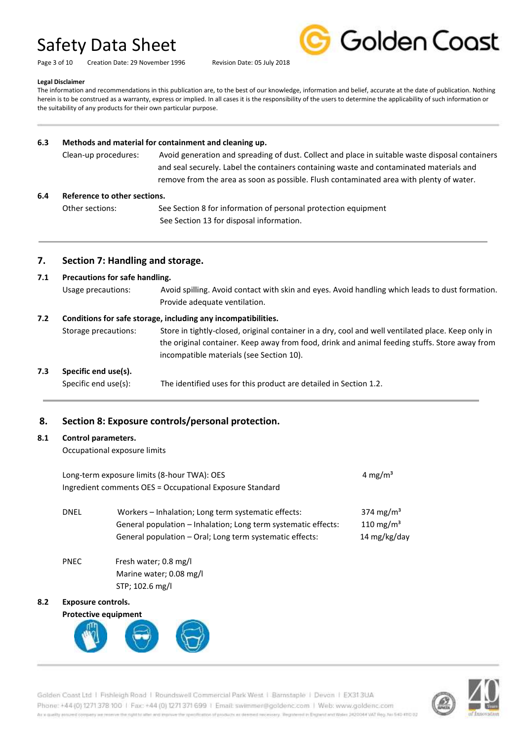**Legal Disclaimer**

The information and recommendations in this publication are, to the best of our knowledge, information and belief, accurate at the date of publication. Nothing herein is to be construed as a warranty, express or implied. In all cases it is the responsibility of the users to determine the applicability of such information or the suitability of any products for their own particular purpose.

### 6.3 Methods and material for containment and cleaning up.

Clean-up procedures: Avoid generation and spreading of dust. Collect and place in suitable waste disposal containers and seal securely. Label the containers containing waste and contaminated materials and remove from the area as soon as possible. Flush contaminated area with plenty of water.

### 6.4 Reference to other sections.

Other sections: See Section 8 for information of personal protection equipment
See Section 13 for disposal information.

## 7. Section 7: Handling and storage.

### 7.1 Precautions for safe handling.

Usage precautions: Avoid spilling. Avoid contact with skin and eyes. Avoid handling which leads to dust formation. Provide adequate ventilation.

### 7.2 Conditions for safe storage, including any incompatibilities.

Storage precautions: Store in tightly-closed, original container in a dry, cool and well ventilated place. Keep only in the original container. Keep away from food, drink and animal feeding stuffs. Store away from incompatible materials (see Section 10).

### 7.3 Specific end use(s).

Specific end use(s): The identified uses for this product are detailed in Section 1.2.

## 8. Section 8: Exposure controls/personal protection.

### 8.1 Control parameters.

Occupational exposure limits

Long-term exposure limits (8-hour TWA): OES — 4 mg/m³

Ingredient comments OES = Occupational Exposure Standard

| | | |
|---|---|---|
| DNEL | Workers – Inhalation; Long term systematic effects: | 374 mg/m³ |
| | General population – Inhalation; Long term systematic effects: | 110 mg/m³ |
| | General population – Oral; Long term systematic effects: | 14 mg/kg/day |

PNEC
- Fresh water; 0.8 mg/l
- Marine water; 0.08 mg/l
- STP; 102.6 mg/l

### 8.2 Exposure controls.

**Protective equipment**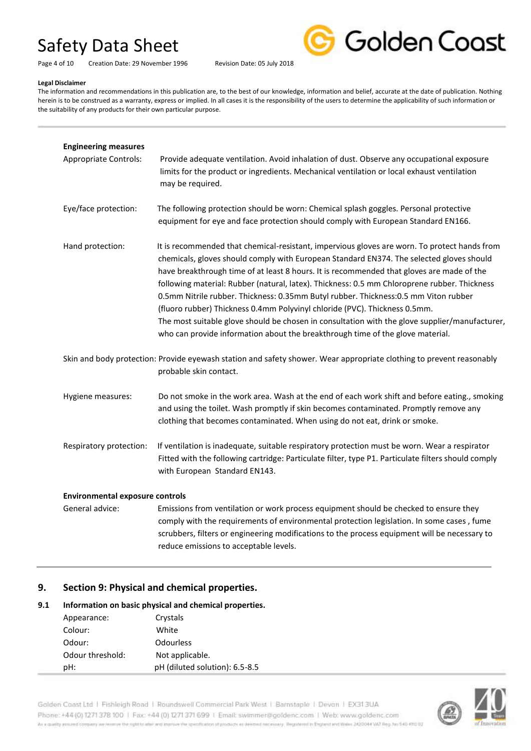**Legal Disclaimer**

The information and recommendations in this publication are, to the best of our knowledge, information and belief, accurate at the date of publication. Nothing herein is to be construed as a warranty, express or implied. In all cases it is the responsibility of the users to determine the applicability of such information or the suitability of any products for their own particular purpose.

**Engineering measures**

Appropriate Controls: Provide adequate ventilation. Avoid inhalation of dust. Observe any occupational exposure limits for the product or ingredients. Mechanical ventilation or local exhaust ventilation may be required.

Eye/face protection: The following protection should be worn: Chemical splash goggles. Personal protective equipment for eye and face protection should comply with European Standard EN166.

Hand protection: It is recommended that chemical-resistant, impervious gloves are worn. To protect hands from chemicals, gloves should comply with European Standard EN374. The selected gloves should have breakthrough time of at least 8 hours. It is recommended that gloves are made of the following material: Rubber (natural, latex). Thickness: 0.5 mm Chloroprene rubber. Thickness 0.5mm Nitrile rubber. Thickness: 0.35mm Butyl rubber. Thickness:0.5 mm Viton rubber (fluoro rubber) Thickness 0.4mm Polyvinyl chloride (PVC). Thickness 0.5mm.
The most suitable glove should be chosen in consultation with the glove supplier/manufacturer, who can provide information about the breakthrough time of the glove material.

Skin and body protection: Provide eyewash station and safety shower. Wear appropriate clothing to prevent reasonably probable skin contact.

Hygiene measures: Do not smoke in the work area. Wash at the end of each work shift and before eating., smoking and using the toilet. Wash promptly if skin becomes contaminated. Promptly remove any clothing that becomes contaminated. When using do not eat, drink or smoke.

Respiratory protection: If ventilation is inadequate, suitable respiratory protection must be worn. Wear a respirator Fitted with the following cartridge: Particulate filter, type P1. Particulate filters should comply with European Standard EN143.

**Environmental exposure controls**

General advice: Emissions from ventilation or work process equipment should be checked to ensure they comply with the requirements of environmental protection legislation. In some cases , fume scrubbers, filters or engineering modifications to the process equipment will be necessary to reduce emissions to acceptable levels.

## 9. Section 9: Physical and chemical properties.

### 9.1 Information on basic physical and chemical properties.

| | |
|---|---|
| Appearance: | Crystals |
| Colour: | White |
| Odour: | Odourless |
| Odour threshold: | Not applicable. |
| pH: | pH (diluted solution): 6.5-8.5 |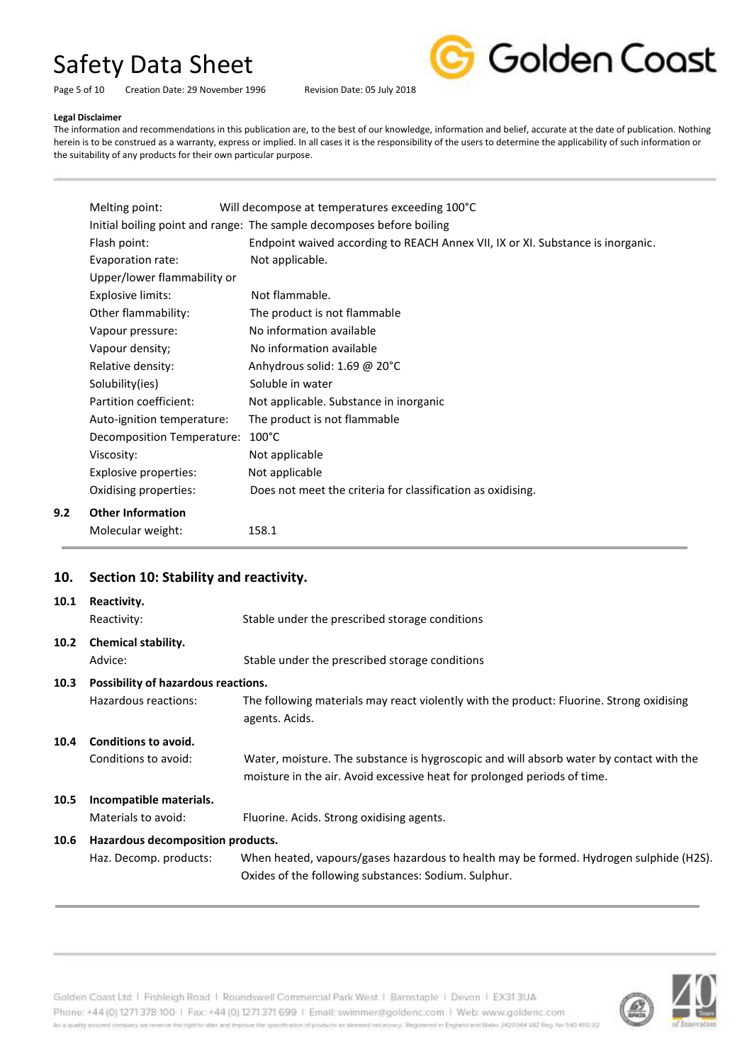**Legal Disclaimer**

The information and recommendations in this publication are, to the best of our knowledge, information and belief, accurate at the date of publication. Nothing herein is to be construed as a warranty, express or implied. In all cases it is the responsibility of the users to determine the applicability of such information or the suitability of any products for their own particular purpose.

| | |
|---|---|
| Melting point: | Will decompose at temperatures exceeding 100°C |
| Initial boiling point and range: | The sample decomposes before boiling |
| Flash point: | Endpoint waived according to REACH Annex VII, IX or XI. Substance is inorganic. |
| Evaporation rate: | Not applicable. |
| Upper/lower flammability or Explosive limits: | Not flammable. |
| Other flammability: | The product is not flammable |
| Vapour pressure: | No information available |
| Vapour density; | No information available |
| Relative density: | Anhydrous solid: 1.69 @ 20°C |
| Solubility(ies) | Soluble in water |
| Partition coefficient: | Not applicable. Substance in inorganic |
| Auto-ignition temperature: | The product is not flammable |
| Decomposition Temperature: | 100°C |
| Viscosity: | Not applicable |
| Explosive properties: | Not applicable |
| Oxidising properties: | Does not meet the criteria for classification as oxidising. |

**9.2 Other Information**

Molecular weight: 158.1

## 10. Section 10: Stability and reactivity.

**10.1 Reactivity.**

Reactivity: Stable under the prescribed storage conditions

**10.2 Chemical stability.**

Advice: Stable under the prescribed storage conditions

**10.3 Possibility of hazardous reactions.**

Hazardous reactions: The following materials may react violently with the product: Fluorine. Strong oxidising agents. Acids.

**10.4 Conditions to avoid.**

Conditions to avoid: Water, moisture. The substance is hygroscopic and will absorb water by contact with the moisture in the air. Avoid excessive heat for prolonged periods of time.

**10.5 Incompatible materials.**

Materials to avoid: Fluorine. Acids. Strong oxidising agents.

**10.6 Hazardous decomposition products.**

Haz. Decomp. products: When heated, vapours/gases hazardous to health may be formed. Hydrogen sulphide ($H_2S$). Oxides of the following substances: Sodium. Sulphur.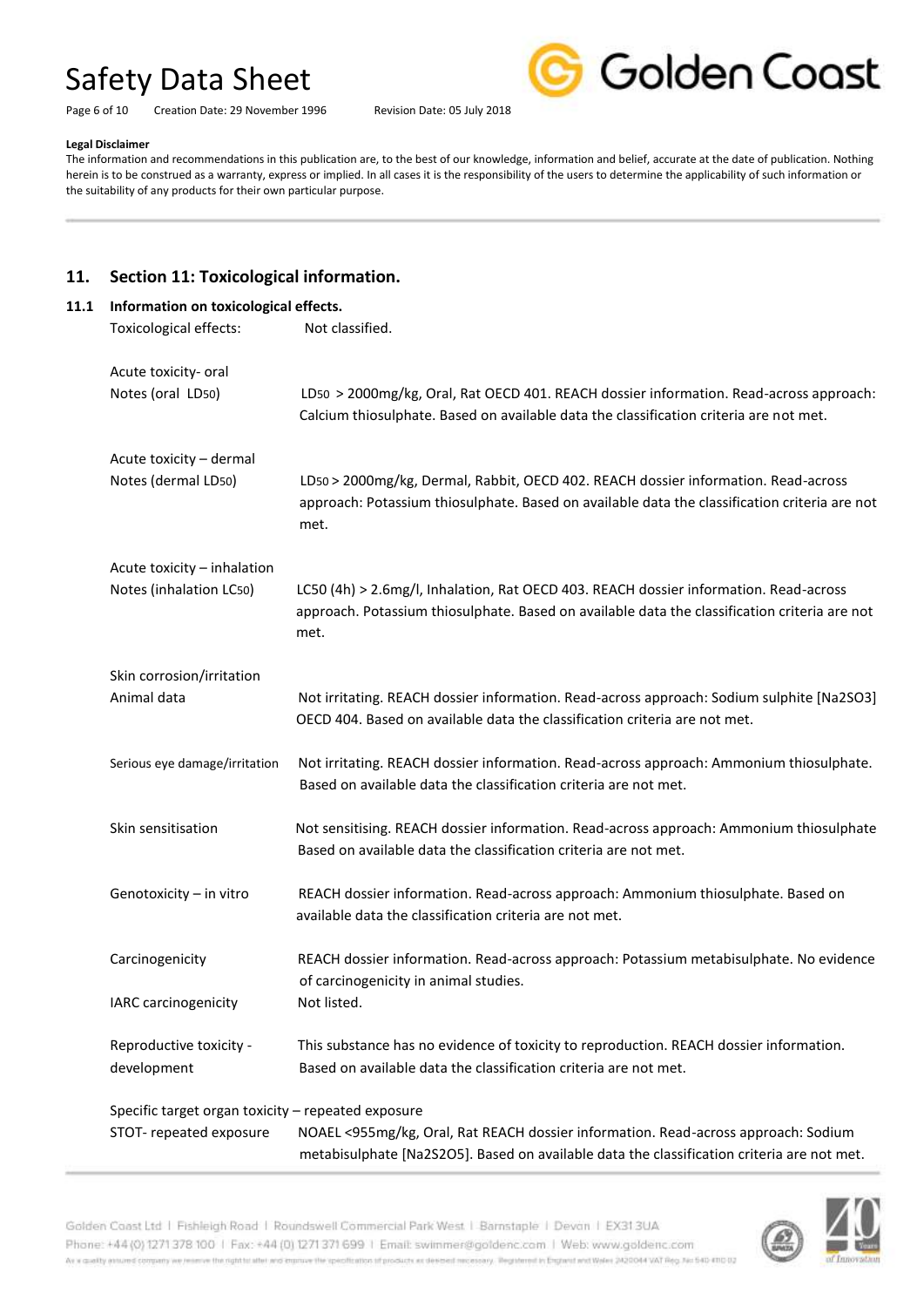**Legal Disclaimer**

The information and recommendations in this publication are, to the best of our knowledge, information and belief, accurate at the date of publication. Nothing herein is to be construed as a warranty, express or implied. In all cases it is the responsibility of the users to determine the applicability of such information or the suitability of any products for their own particular purpose.

---

## 11. Section 11: Toxicological information.

### 11.1 Information on toxicological effects.

Toxicological effects: Not classified.

**Acute toxicity- oral**

Notes (oral $LD_{50}$): $LD_{50}$ > 2000mg/kg, Oral, Rat OECD 401. REACH dossier information. Read-across approach: Calcium thiosulphate. Based on available data the classification criteria are not met.

**Acute toxicity – dermal**

Notes (dermal $LD_{50}$): $LD_{50}$ > 2000mg/kg, Dermal, Rabbit, OECD 402. REACH dossier information. Read-across approach: Potassium thiosulphate. Based on available data the classification criteria are not met.

**Acute toxicity – inhalation**

Notes (inhalation $LC_{50}$): LC50 (4h) > 2.6mg/l, Inhalation, Rat OECD 403. REACH dossier information. Read-across approach. Potassium thiosulphate. Based on available data the classification criteria are not met.

**Skin corrosion/irritation**

Animal data: Not irritating. REACH dossier information. Read-across approach: Sodium sulphite [$Na_2SO_3$] OECD 404. Based on available data the classification criteria are not met.

Serious eye damage/irritation: Not irritating. REACH dossier information. Read-across approach: Ammonium thiosulphate. Based on available data the classification criteria are not met.

Skin sensitisation: Not sensitising. REACH dossier information. Read-across approach: Ammonium thiosulphate Based on available data the classification criteria are not met.

Genotoxicity – in vitro: REACH dossier information. Read-across approach: Ammonium thiosulphate. Based on available data the classification criteria are not met.

Carcinogenicity: REACH dossier information. Read-across approach: Potassium metabisulphate. No evidence of carcinogenicity in animal studies.

IARC carcinogenicity: Not listed.

Reproductive toxicity - development: This substance has no evidence of toxicity to reproduction. REACH dossier information. Based on available data the classification criteria are not met.

**Specific target organ toxicity – repeated exposure**

STOT- repeated exposure: NOAEL <955mg/kg, Oral, Rat REACH dossier information. Read-across approach: Sodium metabisulphate [$Na_2S_2O_5$]. Based on available data the classification criteria are not met.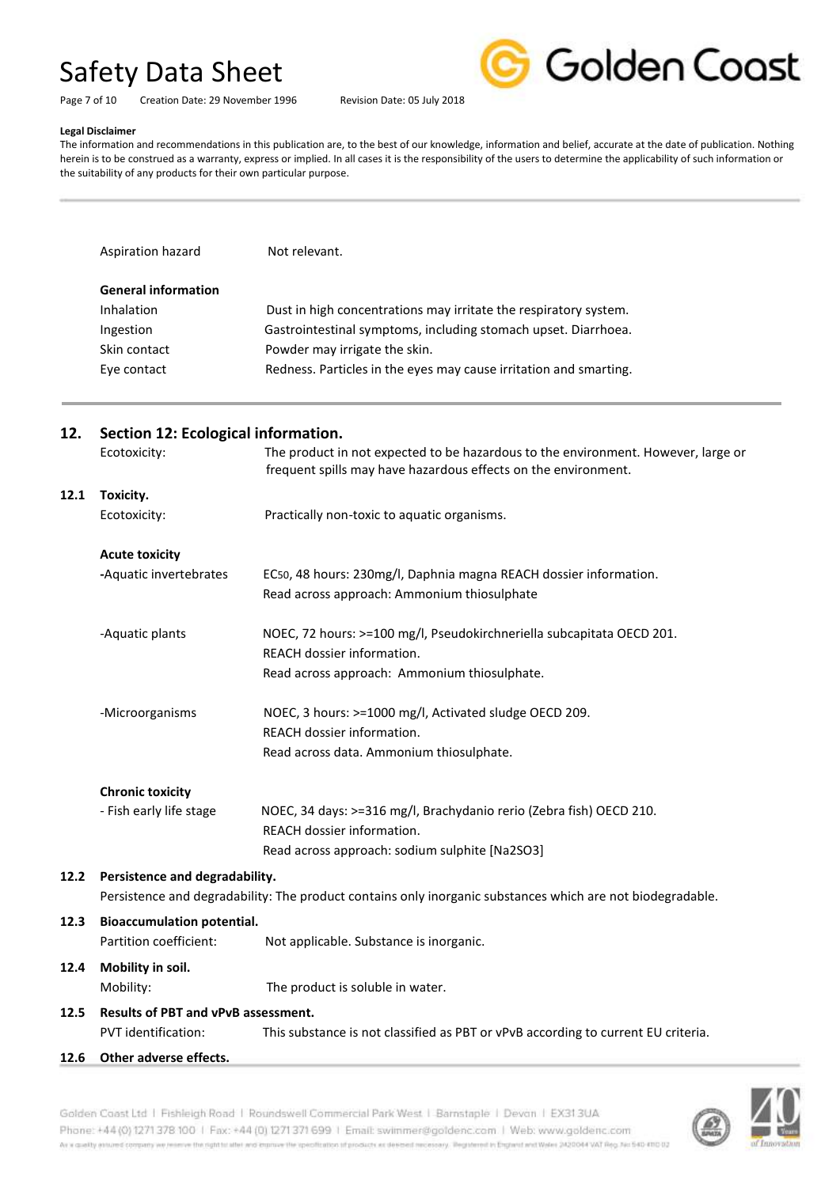**Legal Disclaimer**

The information and recommendations in this publication are, to the best of our knowledge, information and belief, accurate at the date of publication. Nothing herein is to be construed as a warranty, express or implied. In all cases it is the responsibility of the users to determine the applicability of such information or the suitability of any products for their own particular purpose.

Aspiration hazard Not relevant.

**General information**

| | |
|---|---|
| Inhalation | Dust in high concentrations may irritate the respiratory system. |
| Ingestion | Gastrointestinal symptoms, including stomach upset. Diarrhoea. |
| Skin contact | Powder may irrigate the skin. |
| Eye contact | Redness. Particles in the eyes may cause irritation and smarting. |

## 12. Section 12: Ecological information.

Ecotoxicity: The product in not expected to be hazardous to the environment. However, large or frequent spills may have hazardous effects on the environment.

### 12.1 Toxicity.

Ecotoxicity: Practically non-toxic to aquatic organisms.

**Acute toxicity**

**-**Aquatic invertebrates: $EC_{50}$, 48 hours: 230mg/l, Daphnia magna REACH dossier information.
Read across approach: Ammonium thiosulphate

-Aquatic plants: NOEC, 72 hours: >=100 mg/l, Pseudokirchneriella subcapitata OECD 201.
REACH dossier information.
Read across approach: Ammonium thiosulphate.

-Microorganisms: NOEC, 3 hours: >=1000 mg/l, Activated sludge OECD 209.
REACH dossier information.
Read across data. Ammonium thiosulphate.

**Chronic toxicity**

- Fish early life stage: NOEC, 34 days: >=316 mg/l, Brachydanio rerio (Zebra fish) OECD 210.
REACH dossier information.
Read across approach: sodium sulphite [$Na_2SO_3$]

### 12.2 Persistence and degradability.

Persistence and degradability: The product contains only inorganic substances which are not biodegradable.

### 12.3 Bioaccumulation potential.

Partition coefficient: Not applicable. Substance is inorganic.

### 12.4 Mobility in soil.

Mobility: The product is soluble in water.

### 12.5 Results of PBT and vPvB assessment.

PVT identification: This substance is not classified as PBT or vPvB according to current EU criteria.

### 12.6 Other adverse effects.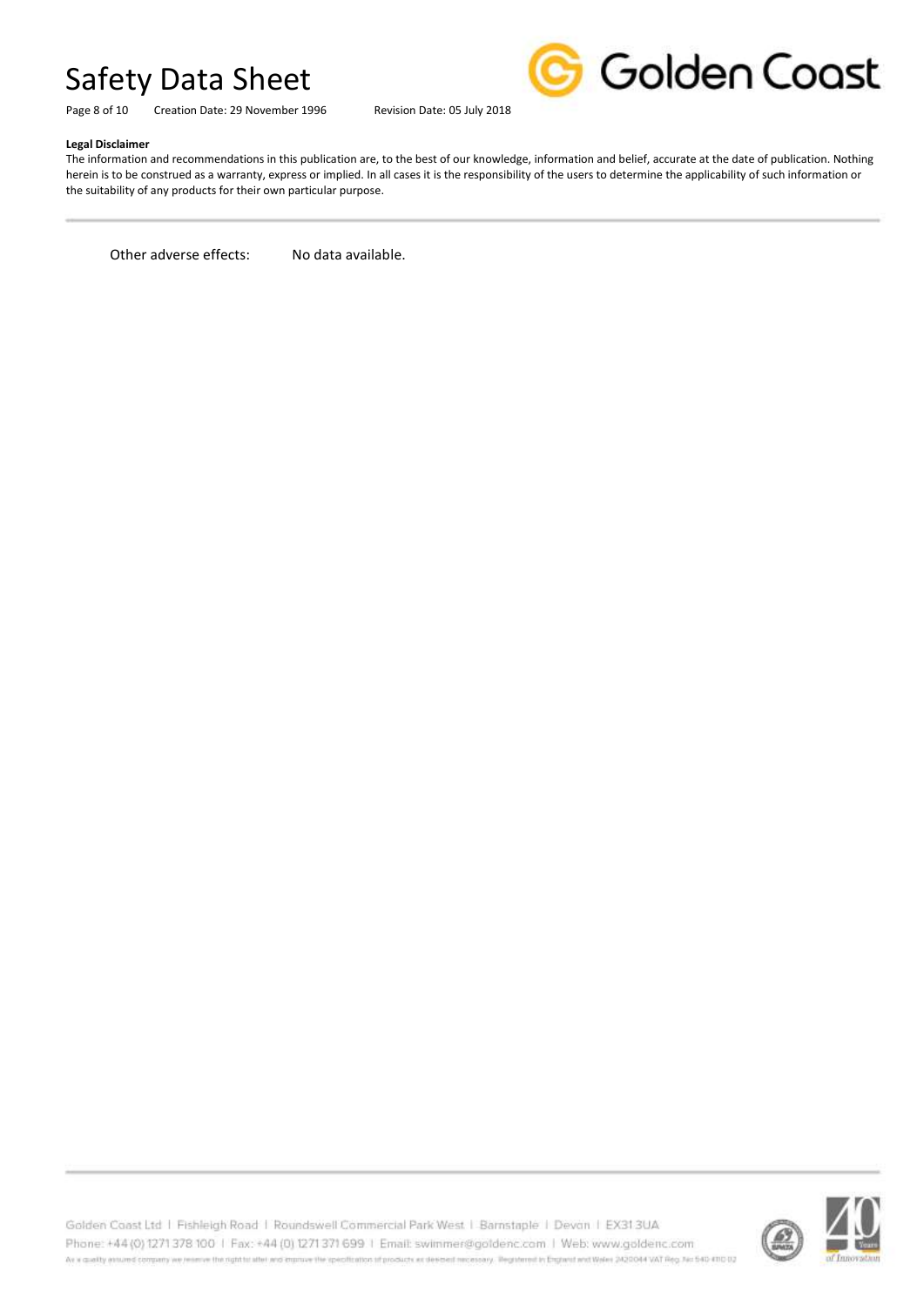Other adverse effects: No data available.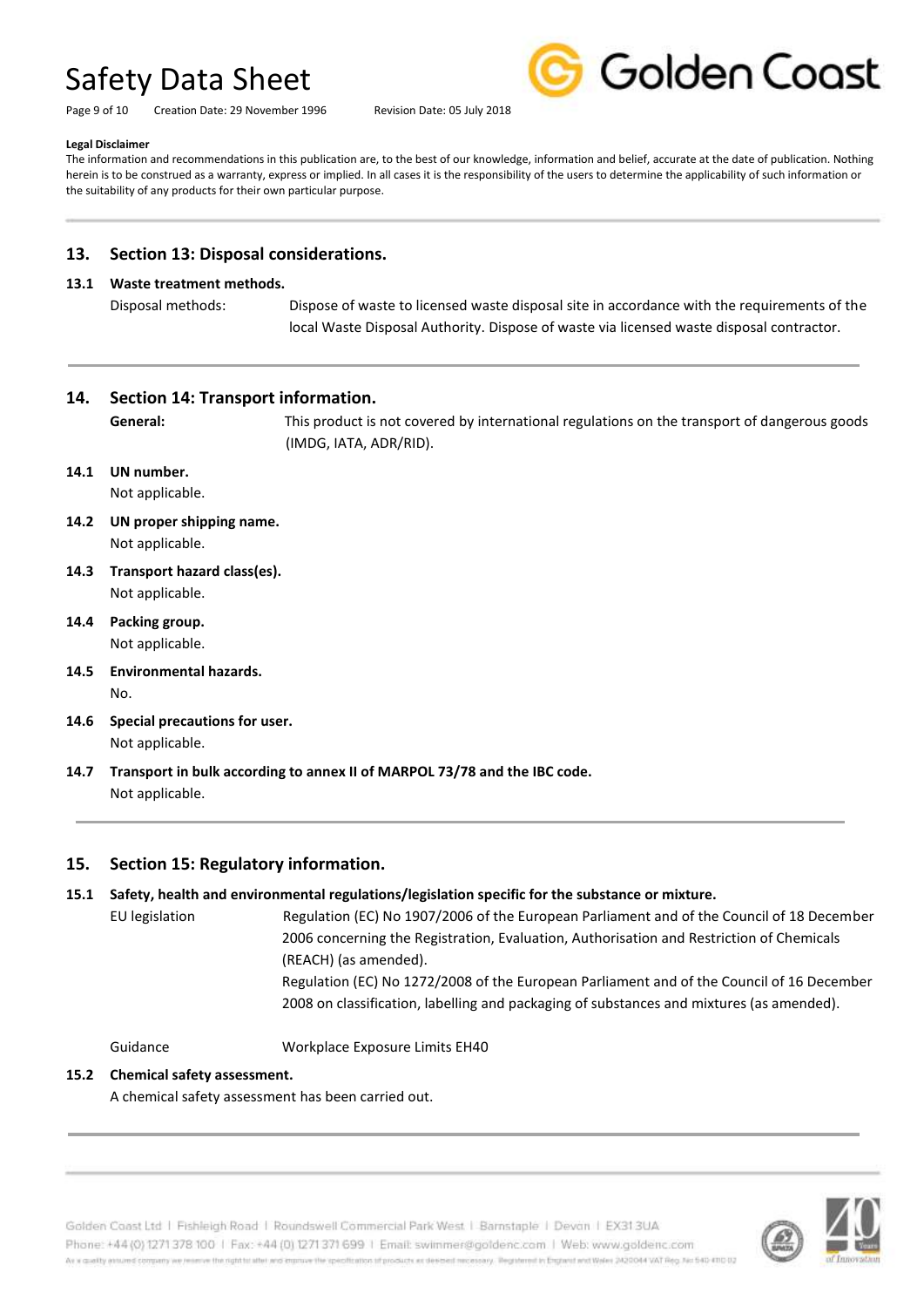**Legal Disclaimer**

The information and recommendations in this publication are, to the best of our knowledge, information and belief, accurate at the date of publication. Nothing herein is to be construed as a warranty, express or implied. In all cases it is the responsibility of the users to determine the applicability of such information or the suitability of any products for their own particular purpose.

## 13. Section 13: Disposal considerations.

### 13.1 Waste treatment methods.

Disposal methods: Dispose of waste to licensed waste disposal site in accordance with the requirements of the local Waste Disposal Authority. Dispose of waste via licensed waste disposal contractor.

## 14. Section 14: Transport information.

**General:** This product is not covered by international regulations on the transport of dangerous goods (IMDG, IATA, ADR/RID).

### 14.1 UN number.

Not applicable.

### 14.2 UN proper shipping name.

Not applicable.

### 14.3 Transport hazard class(es).

Not applicable.

### 14.4 Packing group.

Not applicable.

### 14.5 Environmental hazards.

No.

### 14.6 Special precautions for user.

Not applicable.

### 14.7 Transport in bulk according to annex II of MARPOL 73/78 and the IBC code.

Not applicable.

## 15. Section 15: Regulatory information.

### 15.1 Safety, health and environmental regulations/legislation specific for the substance or mixture.

EU legislation: Regulation (EC) No 1907/2006 of the European Parliament and of the Council of 18 December 2006 concerning the Registration, Evaluation, Authorisation and Restriction of Chemicals (REACH) (as amended).
Regulation (EC) No 1272/2008 of the European Parliament and of the Council of 16 December 2008 on classification, labelling and packaging of substances and mixtures (as amended).

Guidance: Workplace Exposure Limits EH40

### 15.2 Chemical safety assessment.

A chemical safety assessment has been carried out.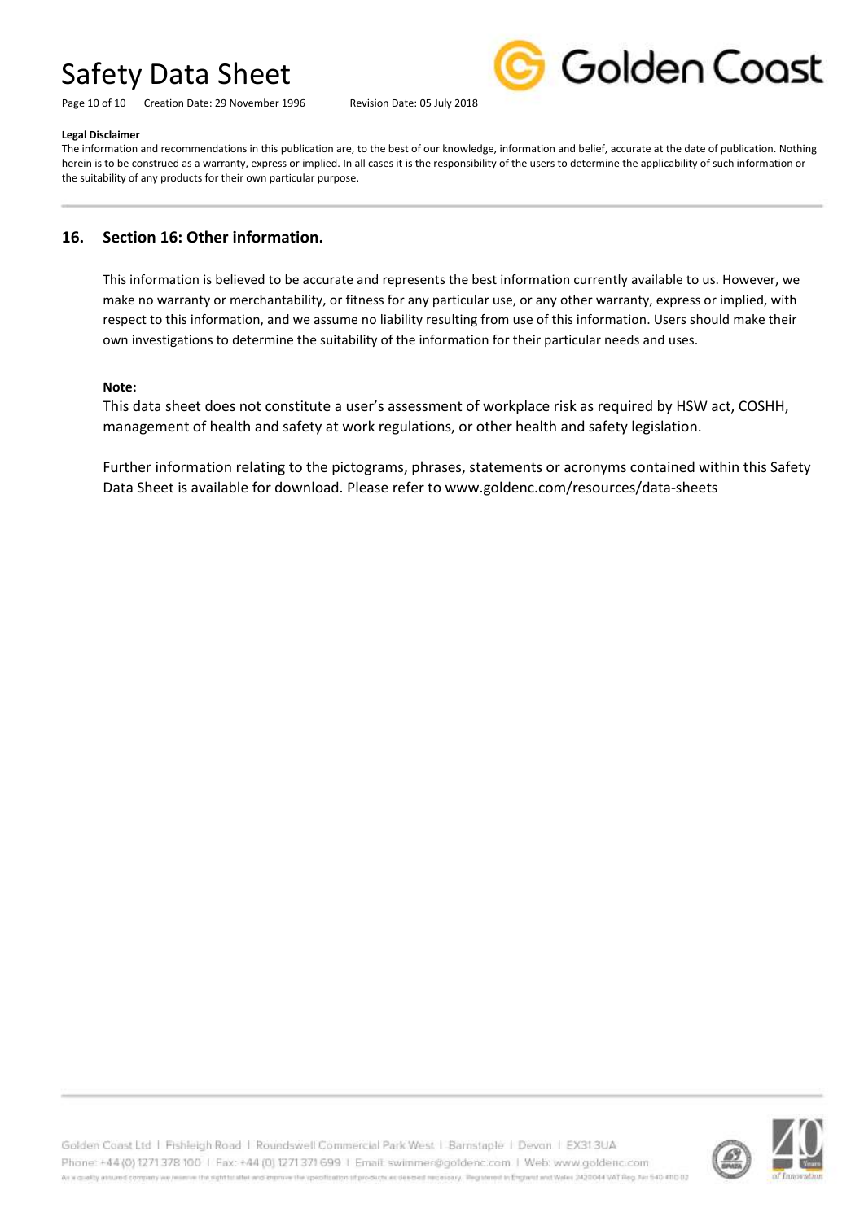**Legal Disclaimer**

The information and recommendations in this publication are, to the best of our knowledge, information and belief, accurate at the date of publication. Nothing herein is to be construed as a warranty, express or implied. In all cases it is the responsibility of the users to determine the applicability of such information or the suitability of any products for their own particular purpose.

## 16. Section 16: Other information.

This information is believed to be accurate and represents the best information currently available to us. However, we make no warranty or merchantability, or fitness for any particular use, or any other warranty, express or implied, with respect to this information, and we assume no liability resulting from use of this information. Users should make their own investigations to determine the suitability of the information for their particular needs and uses.

**Note:**

This data sheet does not constitute a user's assessment of workplace risk as required by HSW act, COSHH, management of health and safety at work regulations, or other health and safety legislation.

Further information relating to the pictograms, phrases, statements or acronyms contained within this Safety Data Sheet is available for download. Please refer to www.goldenc.com/resources/data-sheets